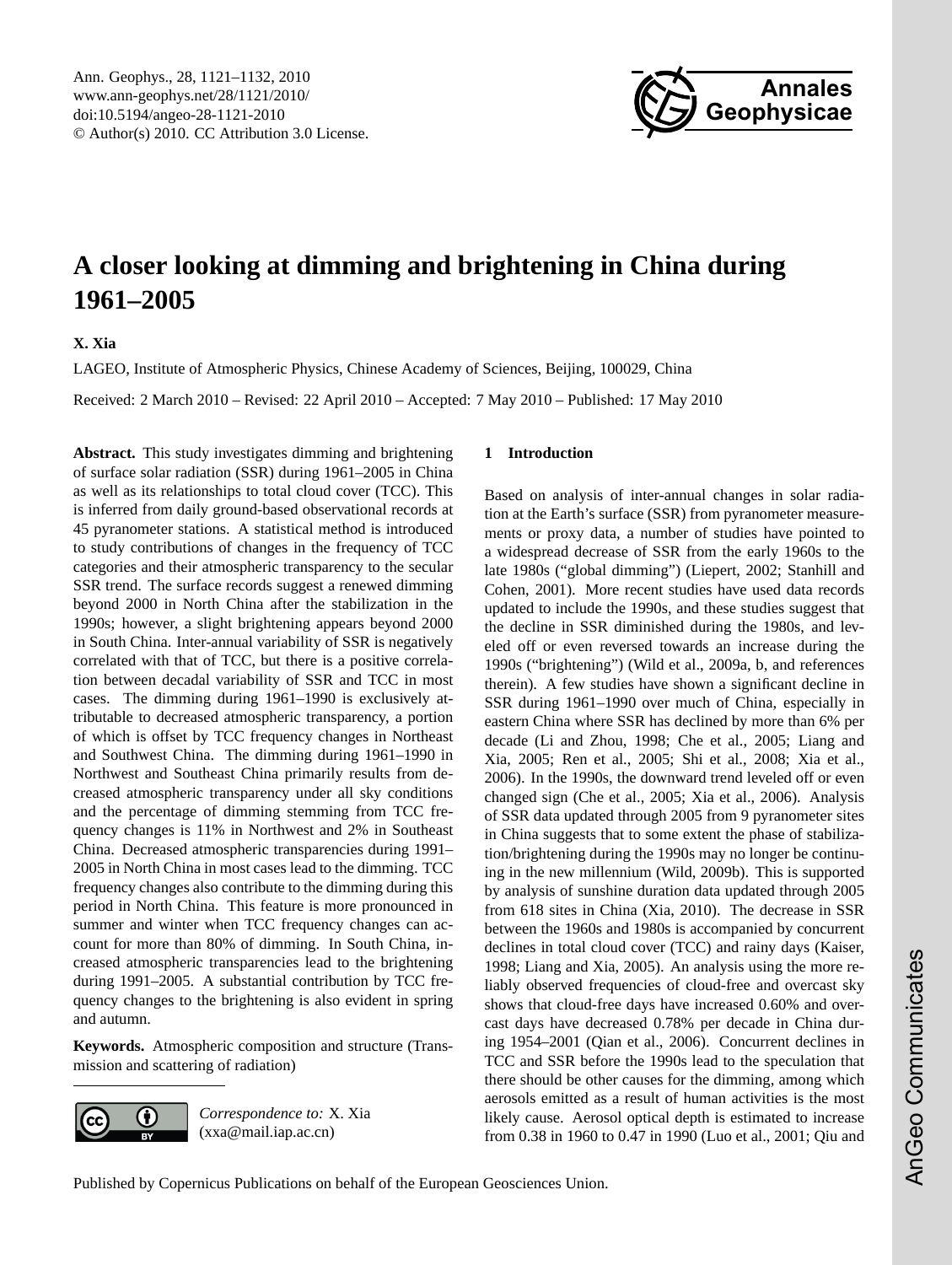# A closer looking at dimming and brightening in China during 1961–2005

**X. Xia**

LAGEO, Institute of Atmospheric Physics, Chinese Academy of Sciences, Beijing, 100029, China

Received: 2 March 2010 – Revised: 22 April 2010 – Accepted: 7 May 2010 – Published: 17 May 2010

**Abstract.** This study investigates dimming and brightening of surface solar radiation (SSR) during 1961–2005 in China as well as its relationships to total cloud cover (TCC). This is inferred from daily ground-based observational records at 45 pyranometer stations. A statistical method is introduced to study contributions of changes in the frequency of TCC categories and their atmospheric transparency to the secular SSR trend. The surface records suggest a renewed dimming beyond 2000 in North China after the stabilization in the 1990s; however, a slight brightening appears beyond 2000 in South China. Inter-annual variability of SSR is negatively correlated with that of TCC, but there is a positive correlation between decadal variability of SSR and TCC in most cases. The dimming during 1961–1990 is exclusively attributable to decreased atmospheric transparency, a portion of which is offset by TCC frequency changes in Northeast and Southwest China. The dimming during 1961–1990 in Northwest and Southeast China primarily results from decreased atmospheric transparency under all sky conditions and the percentage of dimming stemming from TCC frequency changes is 11% in Northwest and 2% in Southeast China. Decreased atmospheric transparencies during 1991–2005 in North China in most cases lead to the dimming. TCC frequency changes also contribute to the dimming during this period in North China. This feature is more pronounced in summer and winter when TCC frequency changes can account for more than 80% of dimming. In South China, increased atmospheric transparencies lead to the brightening during 1991–2005. A substantial contribution by TCC frequency changes to the brightening is also evident in spring and autumn.

**Keywords.** Atmospheric composition and structure (Transmission and scattering of radiation)

*Correspondence to:* X. Xia
(xxa@mail.iap.ac.cn)

## 1 Introduction

Based on analysis of inter-annual changes in solar radiation at the Earth's surface (SSR) from pyranometer measurements or proxy data, a number of studies have pointed to a widespread decrease of SSR from the early 1960s to the late 1980s ("global dimming") (Liepert, 2002; Stanhill and Cohen, 2001). More recent studies have used data records updated to include the 1990s, and these studies suggest that the decline in SSR diminished during the 1980s, and leveled off or even reversed towards an increase during the 1990s ("brightening") (Wild et al., 2009a, b, and references therein). A few studies have shown a significant decline in SSR during 1961–1990 over much of China, especially in eastern China where SSR has declined by more than 6% per decade (Li and Zhou, 1998; Che et al., 2005; Liang and Xia, 2005; Ren et al., 2005; Shi et al., 2008; Xia et al., 2006). In the 1990s, the downward trend leveled off or even changed sign (Che et al., 2005; Xia et al., 2006). Analysis of SSR data updated through 2005 from 9 pyranometer sites in China suggests that to some extent the phase of stabilization/brightening during the 1990s may no longer be continuing in the new millennium (Wild, 2009b). This is supported by analysis of sunshine duration data updated through 2005 from 618 sites in China (Xia, 2010). The decrease in SSR between the 1960s and 1980s is accompanied by concurrent declines in total cloud cover (TCC) and rainy days (Kaiser, 1998; Liang and Xia, 2005). An analysis using the more reliably observed frequencies of cloud-free and overcast sky shows that cloud-free days have increased 0.60% and overcast days have decreased 0.78% per decade in China during 1954–2001 (Qian et al., 2006). Concurrent declines in TCC and SSR before the 1990s lead to the speculation that there should be other causes for the dimming, among which aerosols emitted as a result of human activities is the most likely cause. Aerosol optical depth is estimated to increase from 0.38 in 1960 to 0.47 in 1990 (Luo et al., 2001; Qiu and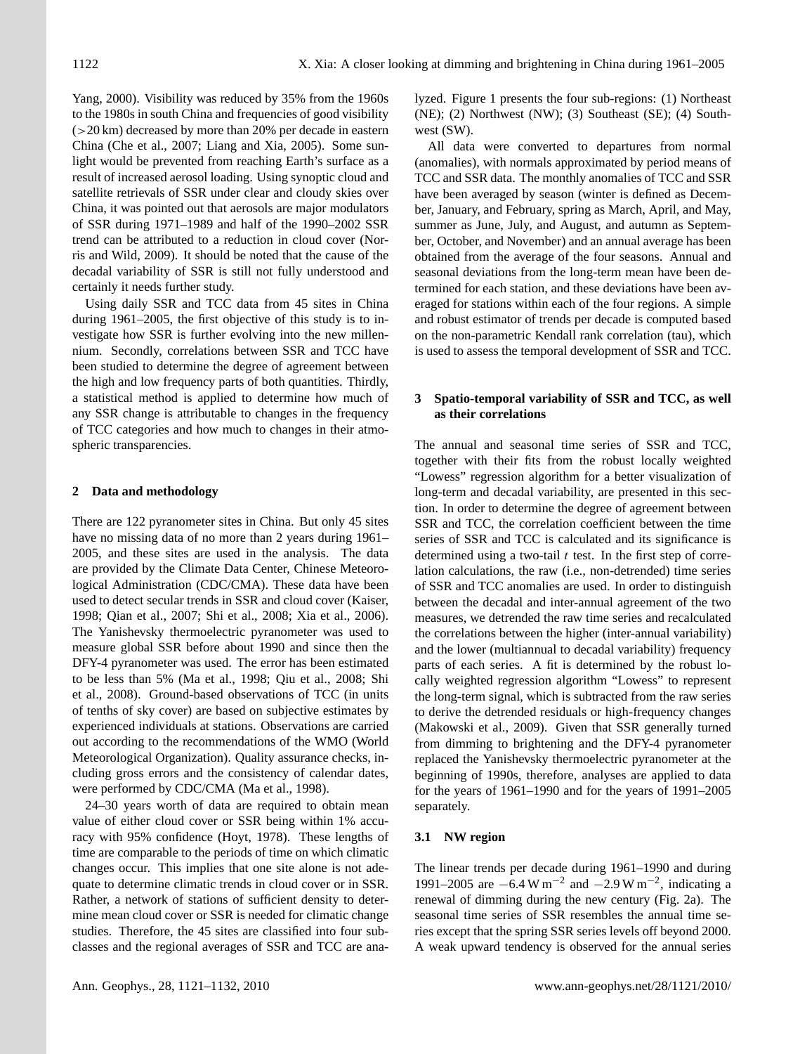Yang, 2000). Visibility was reduced by 35% from the 1960s to the 1980s in south China and frequencies of good visibility (>20 km) decreased by more than 20% per decade in eastern China (Che et al., 2007; Liang and Xia, 2005). Some sunlight would be prevented from reaching Earth's surface as a result of increased aerosol loading. Using synoptic cloud and satellite retrievals of SSR under clear and cloudy skies over China, it was pointed out that aerosols are major modulators of SSR during 1971–1989 and half of the 1990–2002 SSR trend can be attributed to a reduction in cloud cover (Norris and Wild, 2009). It should be noted that the cause of the decadal variability of SSR is still not fully understood and certainly it needs further study.

Using daily SSR and TCC data from 45 sites in China during 1961–2005, the first objective of this study is to investigate how SSR is further evolving into the new millennium. Secondly, correlations between SSR and TCC have been studied to determine the degree of agreement between the high and low frequency parts of both quantities. Thirdly, a statistical method is applied to determine how much of any SSR change is attributable to changes in the frequency of TCC categories and how much to changes in their atmospheric transparencies.

## 2 Data and methodology

There are 122 pyranometer sites in China. But only 45 sites have no missing data of no more than 2 years during 1961–2005, and these sites are used in the analysis. The data are provided by the Climate Data Center, Chinese Meteorological Administration (CDC/CMA). These data have been used to detect secular trends in SSR and cloud cover (Kaiser, 1998; Qian et al., 2007; Shi et al., 2008; Xia et al., 2006). The Yanishevsky thermoelectric pyranometer was used to measure global SSR before about 1990 and since then the DFY-4 pyranometer was used. The error has been estimated to be less than 5% (Ma et al., 1998; Qiu et al., 2008; Shi et al., 2008). Ground-based observations of TCC (in units of tenths of sky cover) are based on subjective estimates by experienced individuals at stations. Observations are carried out according to the recommendations of the WMO (World Meteorological Organization). Quality assurance checks, including gross errors and the consistency of calendar dates, were performed by CDC/CMA (Ma et al., 1998).

24–30 years worth of data are required to obtain mean value of either cloud cover or SSR being within 1% accuracy with 95% confidence (Hoyt, 1978). These lengths of time are comparable to the periods of time on which climatic changes occur. This implies that one site alone is not adequate to determine climatic trends in cloud cover or in SSR. Rather, a network of stations of sufficient density to determine mean cloud cover or SSR is needed for climatic change studies. Therefore, the 45 sites are classified into four subclasses and the regional averages of SSR and TCC are analyzed. Figure 1 presents the four sub-regions: (1) Northeast (NE); (2) Northwest (NW); (3) Southeast (SE); (4) Southwest (SW).

All data were converted to departures from normal (anomalies), with normals approximated by period means of TCC and SSR data. The monthly anomalies of TCC and SSR have been averaged by season (winter is defined as December, January, and February, spring as March, April, and May, summer as June, July, and August, and autumn as September, October, and November) and an annual average has been obtained from the average of the four seasons. Annual and seasonal deviations from the long-term mean have been determined for each station, and these deviations have been averaged for stations within each of the four regions. A simple and robust estimator of trends per decade is computed based on the non-parametric Kendall rank correlation (tau), which is used to assess the temporal development of SSR and TCC.

## 3 Spatio-temporal variability of SSR and TCC, as well as their correlations

The annual and seasonal time series of SSR and TCC, together with their fits from the robust locally weighted "Lowess" regression algorithm for a better visualization of long-term and decadal variability, are presented in this section. In order to determine the degree of agreement between SSR and TCC, the correlation coefficient between the time series of SSR and TCC is calculated and its significance is determined using a two-tail $t$ test. In the first step of correlation calculations, the raw (i.e., non-detrended) time series of SSR and TCC anomalies are used. In order to distinguish between the decadal and inter-annual agreement of the two measures, we detrended the raw time series and recalculated the correlations between the higher (inter-annual variability) and the lower (multiannual to decadal variability) frequency parts of each series. A fit is determined by the robust locally weighted regression algorithm "Lowess" to represent the long-term signal, which is subtracted from the raw series to derive the detrended residuals or high-frequency changes (Makowski et al., 2009). Given that SSR generally turned from dimming to brightening and the DFY-4 pyranometer replaced the Yanishevsky thermoelectric pyranometer at the beginning of 1990s, therefore, analyses are applied to data for the years of 1961–1990 and for the years of 1991–2005 separately.

### 3.1 NW region

The linear trends per decade during 1961–1990 and during 1991–2005 are $-6.4\,\mathrm{W\,m^{-2}}$ and $-2.9\,\mathrm{W\,m^{-2}}$, indicating a renewal of dimming during the new century (Fig. 2a). The seasonal time series of SSR resembles the annual time series except that the spring SSR series levels off beyond 2000. A weak upward tendency is observed for the annual series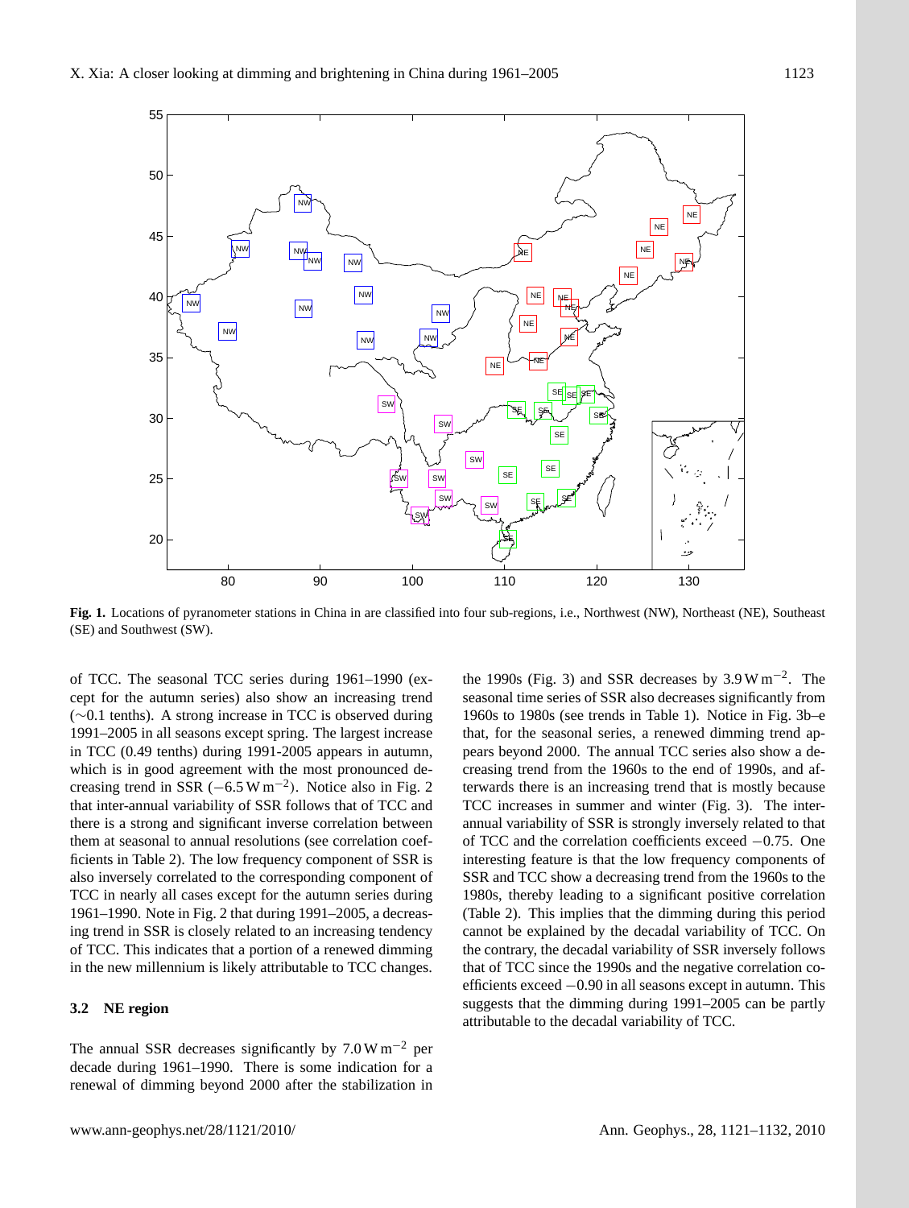**Fig. 1.** Locations of pyranometer stations in China in are classified into four sub-regions, i.e., Northwest (NW), Northeast (NE), Southeast (SE) and Southwest (SW).

of TCC. The seasonal TCC series during 1961–1990 (except for the autumn series) also show an increasing trend (∼0.1 tenths). A strong increase in TCC is observed during 1991–2005 in all seasons except spring. The largest increase in TCC (0.49 tenths) during 1991-2005 appears in autumn, which is in good agreement with the most pronounced decreasing trend in SSR ($-6.5\,\mathrm{W\,m^{-2}}$). Notice also in Fig. 2 that inter-annual variability of SSR follows that of TCC and there is a strong and significant inverse correlation between them at seasonal to annual resolutions (see correlation coefficients in Table 2). The low frequency component of SSR is also inversely correlated to the corresponding component of TCC in nearly all cases except for the autumn series during 1961–1990. Note in Fig. 2 that during 1991–2005, a decreasing trend in SSR is closely related to an increasing tendency of TCC. This indicates that a portion of a renewed dimming in the new millennium is likely attributable to TCC changes.

### 3.2 NE region

The annual SSR decreases significantly by $7.0\,\mathrm{W\,m^{-2}}$ per decade during 1961–1990. There is some indication for a renewal of dimming beyond 2000 after the stabilization in the 1990s (Fig. 3) and SSR decreases by $3.9\,\mathrm{W\,m^{-2}}$. The seasonal time series of SSR also decreases significantly from 1960s to 1980s (see trends in Table 1). Notice in Fig. 3b–e that, for the seasonal series, a renewed dimming trend appears beyond 2000. The annual TCC series also show a decreasing trend from the 1960s to the end of 1990s, and afterwards there is an increasing trend that is mostly because TCC increases in summer and winter (Fig. 3). The inter-annual variability of SSR is strongly inversely related to that of TCC and the correlation coefficients exceed $-0.75$. One interesting feature is that the low frequency components of SSR and TCC show a decreasing trend from the 1960s to the 1980s, thereby leading to a significant positive correlation (Table 2). This implies that the dimming during this period cannot be explained by the decadal variability of TCC. On the contrary, the decadal variability of SSR inversely follows that of TCC since the 1990s and the negative correlation coefficients exceed $-0.90$ in all seasons except in autumn. This suggests that the dimming during 1991–2005 can be partly attributable to the decadal variability of TCC.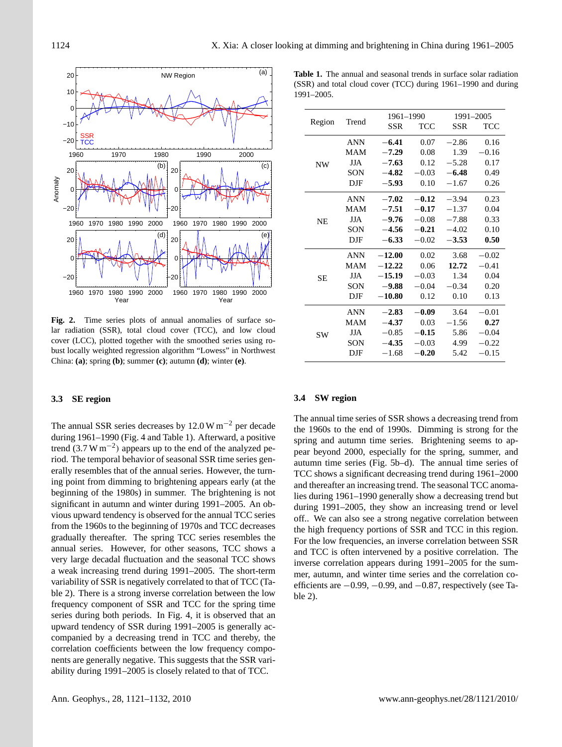**Fig. 2.** Time series plots of annual anomalies of surface solar radiation (SSR), total cloud cover (TCC), and low cloud cover (LCC), plotted together with the smoothed series using robust locally weighted regression algorithm "Lowess" in Northwest China: **(a)**; spring **(b)**; summer **(c)**; autumn **(d)**; winter **(e)**.

**Table 1.** The annual and seasonal trends in surface solar radiation (SSR) and total cloud cover (TCC) during 1961–1990 and during 1991–2005.

| Region | Trend | 1961–1990 | | 1991–2005 | |
|---|---|---|---|---|---|
| | | SSR | TCC | SSR | TCC |
| NW | ANN | **−6.41** | 0.07 | −2.86 | 0.16 |
| | MAM | **−7.29** | 0.08 | 1.39 | −0.16 |
| | JJA | **−7.63** | 0.12 | −5.28 | 0.17 |
| | SON | **−4.82** | −0.03 | **−6.48** | 0.49 |
| | DJF | **−5.93** | 0.10 | −1.67 | 0.26 |
| NE | ANN | **−7.02** | **−0.12** | −3.94 | 0.23 |
| | MAM | **−7.51** | **−0.17** | −1.37 | 0.04 |
| | JJA | **−9.76** | −0.08 | −7.88 | 0.33 |
| | SON | **−4.56** | **−0.21** | −4.02 | 0.10 |
| | DJF | **−6.33** | −0.02 | **−3.53** | **0.50** |
| SE | ANN | **−12.00** | 0.02 | 3.68 | −0.02 |
| | MAM | **−12.22** | 0.06 | **12.72** | −0.41 |
| | JJA | **−15.19** | −0.03 | 1.34 | 0.04 |
| | SON | **−9.88** | −0.04 | −0.34 | 0.20 |
| | DJF | **−10.80** | 0.12 | 0.10 | 0.13 |
| SW | ANN | **−2.83** | **−0.09** | 3.64 | −0.01 |
| | MAM | **−4.37** | 0.03 | −1.56 | **0.27** |
| | JJA | −0.85 | **−0.15** | 5.86 | −0.04 |
| | SON | **−4.35** | −0.03 | 4.99 | −0.22 |
| | DJF | −1.68 | **−0.20** | 5.42 | −0.15 |

### 3.3 SE region

The annual SSR series decreases by 12.0 $\mathrm{W\,m^{-2}}$ per decade during 1961–1990 (Fig. 4 and Table 1). Afterward, a positive trend (3.7 $\mathrm{W\,m^{-2}}$) appears up to the end of the analyzed period. The temporal behavior of seasonal SSR time series generally resembles that of the annual series. However, the turning point from dimming to brightening appears early (at the beginning of the 1980s) in summer. The brightening is not significant in autumn and winter during 1991–2005. An obvious upward tendency is observed for the annual TCC series from the 1960s to the beginning of 1970s and TCC decreases gradually thereafter. The spring TCC series resembles the annual series. However, for other seasons, TCC shows a very large decadal fluctuation and the seasonal TCC shows a weak increasing trend during 1991–2005. The short-term variability of SSR is negatively correlated to that of TCC (Table 2). There is a strong inverse correlation between the low frequency component of SSR and TCC for the spring time series during both periods. In Fig. 4, it is observed that an upward tendency of SSR during 1991–2005 is generally accompanied by a decreasing trend in TCC and thereby, the correlation coefficients between the low frequency components are generally negative. This suggests that the SSR variability during 1991–2005 is closely related to that of TCC.

### 3.4 SW region

The annual time series of SSR shows a decreasing trend from the 1960s to the end of 1990s. Dimming is strong for the spring and autumn time series. Brightening seems to appear beyond 2000, especially for the spring, summer, and autumn time series (Fig. 5b–d). The annual time series of TCC shows a significant decreasing trend during 1961–2000 and thereafter an increasing trend. The seasonal TCC anomalies during 1961–1990 generally show a decreasing trend but during 1991–2005, they show an increasing trend or level off.. We can also see a strong negative correlation between the high frequency portions of SSR and TCC in this region. For the low frequencies, an inverse correlation between SSR and TCC is often intervened by a positive correlation. The inverse correlation appears during 1991–2005 for the summer, autumn, and winter time series and the correlation coefficients are −0.99, −0.99, and −0.87, respectively (see Table 2).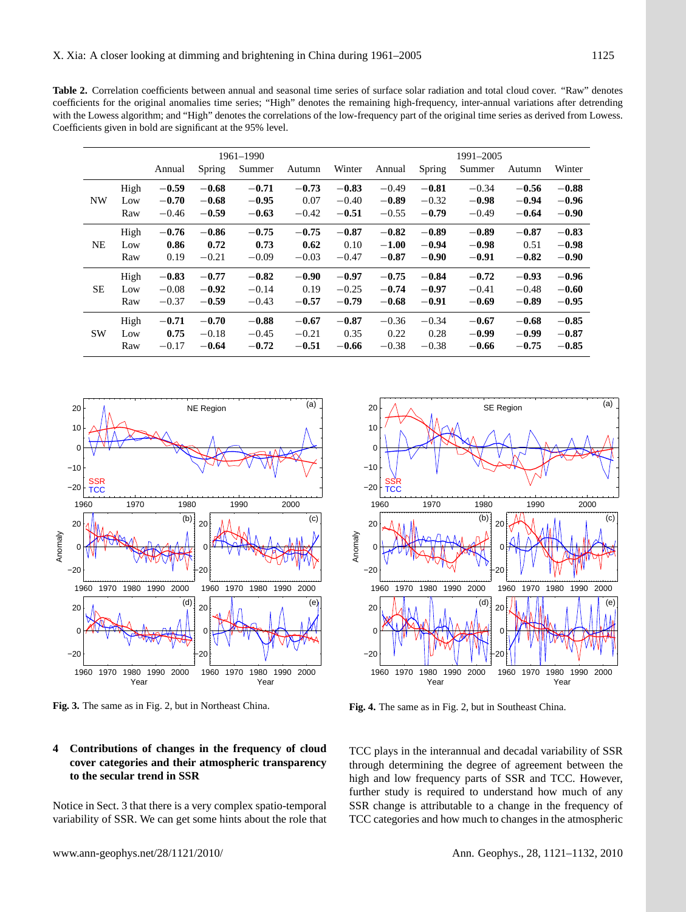**Table 2.** Correlation coefficients between annual and seasonal time series of surface solar radiation and total cloud cover. "Raw" denotes coefficients for the original anomalies time series; "High" denotes the remaining high-frequency, inter-annual variations after detrending with the Lowess algorithm; and "High" denotes the correlations of the low-frequency part of the original time series as derived from Lowess. Coefficients given in bold are significant at the 95% level.

| | | 1961–1990 | | | | | 1991–2005 | | | | |
|---|---|---|---|---|---|---|---|---|---|---|---|
| | | Annual | Spring | Summer | Autumn | Winter | Annual | Spring | Summer | Autumn | Winter |
| NW | High | **−0.59** | **−0.68** | **−0.71** | **−0.73** | **−0.83** | −0.49 | **−0.81** | −0.34 | **−0.56** | **−0.88** |
| | Low | **−0.70** | **−0.68** | **−0.95** | 0.07 | −0.40 | **−0.89** | −0.32 | **−0.98** | **−0.94** | **−0.96** |
| | Raw | −0.46 | **−0.59** | **−0.63** | −0.42 | **−0.51** | −0.55 | **−0.79** | −0.49 | **−0.64** | **−0.90** |
| NE | High | **−0.76** | **−0.86** | **−0.75** | **−0.75** | **−0.87** | **−0.82** | **−0.89** | **−0.89** | **−0.87** | **−0.83** |
| | Low | **0.86** | **0.72** | **0.73** | **0.62** | 0.10 | **−1.00** | **−0.94** | **−0.98** | 0.51 | **−0.98** |
| | Raw | 0.19 | −0.21 | −0.09 | −0.03 | −0.47 | **−0.87** | **−0.90** | **−0.91** | **−0.82** | **−0.90** |
| SE | High | **−0.83** | **−0.77** | **−0.82** | **−0.90** | **−0.97** | **−0.75** | **−0.84** | **−0.72** | **−0.93** | **−0.96** |
| | Low | −0.08 | **−0.92** | −0.14 | 0.19 | −0.25 | **−0.74** | **−0.97** | −0.41 | −0.48 | **−0.60** |
| | Raw | −0.37 | **−0.59** | −0.43 | **−0.57** | **−0.79** | **−0.68** | **−0.91** | **−0.69** | **−0.89** | **−0.95** |
| SW | High | **−0.71** | **−0.70** | **−0.88** | **−0.67** | **−0.87** | −0.36 | −0.34 | **−0.67** | **−0.68** | **−0.85** |
| | Low | **0.75** | −0.18 | −0.45 | −0.21 | 0.35 | 0.22 | 0.28 | **−0.99** | **−0.99** | **−0.87** |
| | Raw | −0.17 | **−0.64** | **−0.72** | **−0.51** | **−0.66** | −0.38 | −0.38 | **−0.66** | **−0.75** | **−0.85** |

**Fig. 3.** The same as in Fig. 2, but in Northeast China.

**Fig. 4.** The same as in Fig. 2, but in Southeast China.

## 4 Contributions of changes in the frequency of cloud cover categories and their atmospheric transparency to the secular trend in SSR

Notice in Sect. 3 that there is a very complex spatio-temporal variability of SSR. We can get some hints about the role that TCC plays in the interannual and decadal variability of SSR through determining the degree of agreement between the high and low frequency parts of SSR and TCC. However, further study is required to understand how much of any SSR change is attributable to a change in the frequency of TCC categories and how much to changes in the atmospheric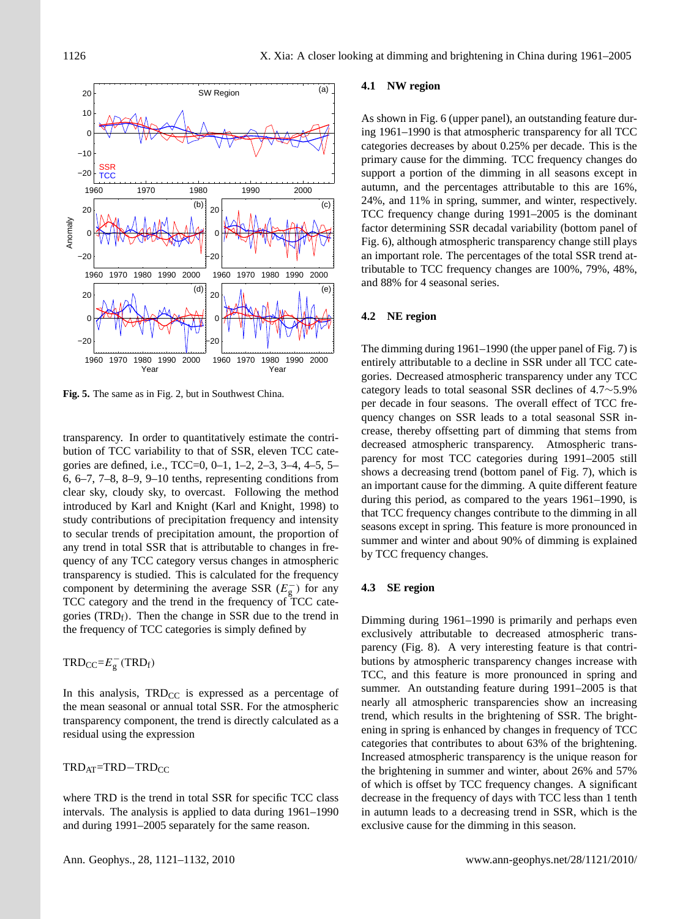**Fig. 5.** The same as in Fig. 2, but in Southwest China.

transparency. In order to quantitatively estimate the contribution of TCC variability to that of SSR, eleven TCC categories are defined, i.e., TCC=0, 0–1, 1–2, 2–3, 3–4, 4–5, 5–6, 6–7, 7–8, 8–9, 9–10 tenths, representing conditions from clear sky, cloudy sky, to overcast. Following the method introduced by Karl and Knight (Karl and Knight, 1998) to study contributions of precipitation frequency and intensity to secular trends of precipitation amount, the proportion of any trend in total SSR that is attributable to changes in frequency of any TCC category versus changes in atmospheric transparency is studied. This is calculated for the frequency component by determining the average SSR ($E_g^-$) for any TCC category and the trend in the frequency of TCC categories ($\mathrm{TRD_f}$). Then the change in SSR due to the trend in the frequency of TCC categories is simply defined by

$$\mathrm{TRD_{CC}}=E_g^-(\mathrm{TRD_f})$$

In this analysis, $\mathrm{TRD_{CC}}$ is expressed as a percentage of the mean seasonal or annual total SSR. For the atmospheric transparency component, the trend is directly calculated as a residual using the expression

$$\mathrm{TRD_{AT}}=\mathrm{TRD}-\mathrm{TRD_{CC}}$$

where TRD is the trend in total SSR for specific TCC class intervals. The analysis is applied to data during 1961–1990 and during 1991–2005 separately for the same reason.

### 4.1 NW region

As shown in Fig. 6 (upper panel), an outstanding feature during 1961–1990 is that atmospheric transparency for all TCC categories decreases by about 0.25% per decade. This is the primary cause for the dimming. TCC frequency changes do support a portion of the dimming in all seasons except in autumn, and the percentages attributable to this are 16%, 24%, and 11% in spring, summer, and winter, respectively. TCC frequency change during 1991–2005 is the dominant factor determining SSR decadal variability (bottom panel of Fig. 6), although atmospheric transparency change still plays an important role. The percentages of the total SSR trend attributable to TCC frequency changes are 100%, 79%, 48%, and 88% for 4 seasonal series.

### 4.2 NE region

The dimming during 1961–1990 (the upper panel of Fig. 7) is entirely attributable to a decline in SSR under all TCC categories. Decreased atmospheric transparency under any TCC category leads to total seasonal SSR declines of 4.7∼5.9% per decade in four seasons. The overall effect of TCC frequency changes on SSR leads to a total seasonal SSR increase, thereby offsetting part of dimming that stems from decreased atmospheric transparency. Atmospheric transparency for most TCC categories during 1991–2005 still shows a decreasing trend (bottom panel of Fig. 7), which is an important cause for the dimming. A quite different feature during this period, as compared to the years 1961–1990, is that TCC frequency changes contribute to the dimming in all seasons except in spring. This feature is more pronounced in summer and winter and about 90% of dimming is explained by TCC frequency changes.

### 4.3 SE region

Dimming during 1961–1990 is primarily and perhaps even exclusively attributable to decreased atmospheric transparency (Fig. 8). A very interesting feature is that contributions by atmospheric transparency changes increase with TCC, and this feature is more pronounced in spring and summer. An outstanding feature during 1991–2005 is that nearly all atmospheric transparencies show an increasing trend, which results in the brightening of SSR. The brightening in spring is enhanced by changes in frequency of TCC categories that contributes to about 63% of the brightening. Increased atmospheric transparency is the unique reason for the brightening in summer and winter, about 26% and 57% of which is offset by TCC frequency changes. A significant decrease in the frequency of days with TCC less than 1 tenth in autumn leads to a decreasing trend in SSR, which is the exclusive cause for the dimming in this season.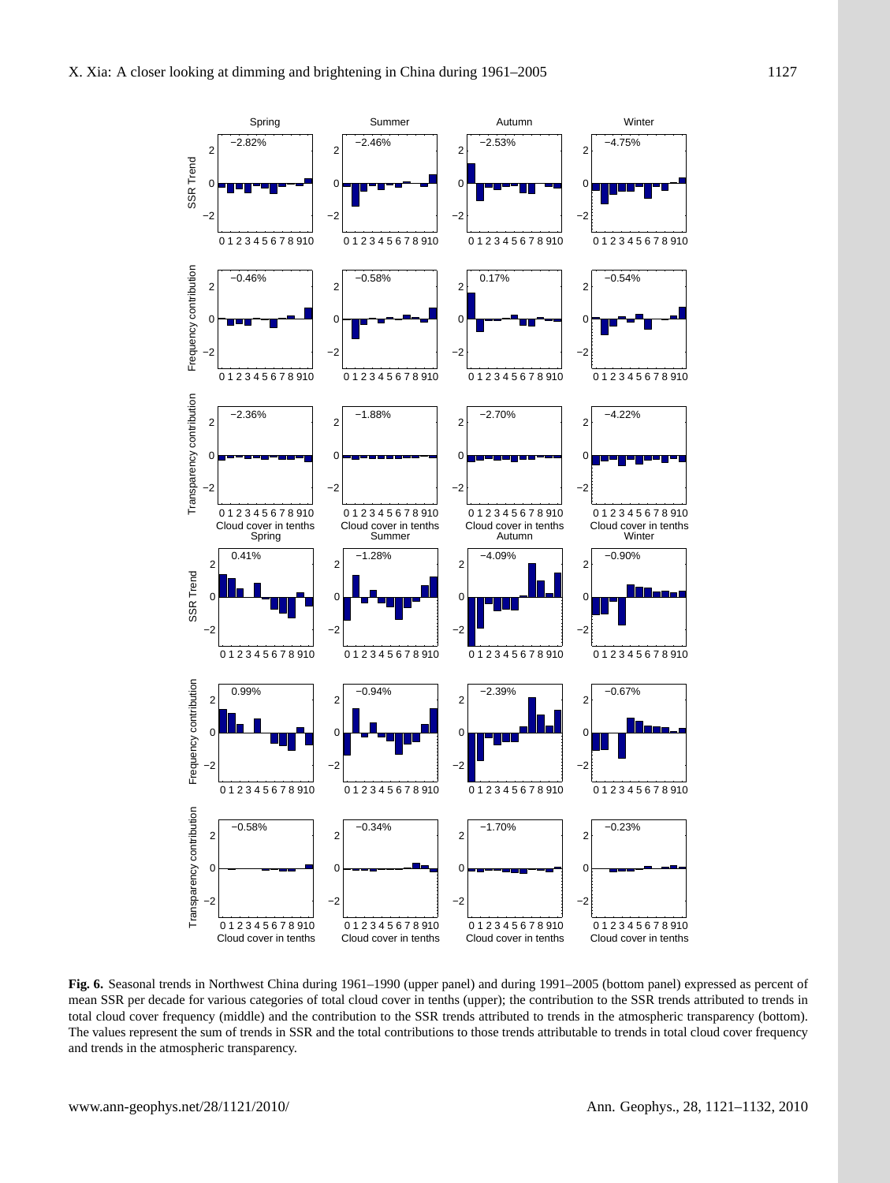**Fig. 6.** Seasonal trends in Northwest China during 1961–1990 (upper panel) and during 1991–2005 (bottom panel) expressed as percent of mean SSR per decade for various categories of total cloud cover in tenths (upper); the contribution to the SSR trends attributed to trends in total cloud cover frequency (middle) and the contribution to the SSR trends attributed to trends in the atmospheric transparency (bottom). The values represent the sum of trends in SSR and the total contributions to those trends attributable to trends in total cloud cover frequency and trends in the atmospheric transparency.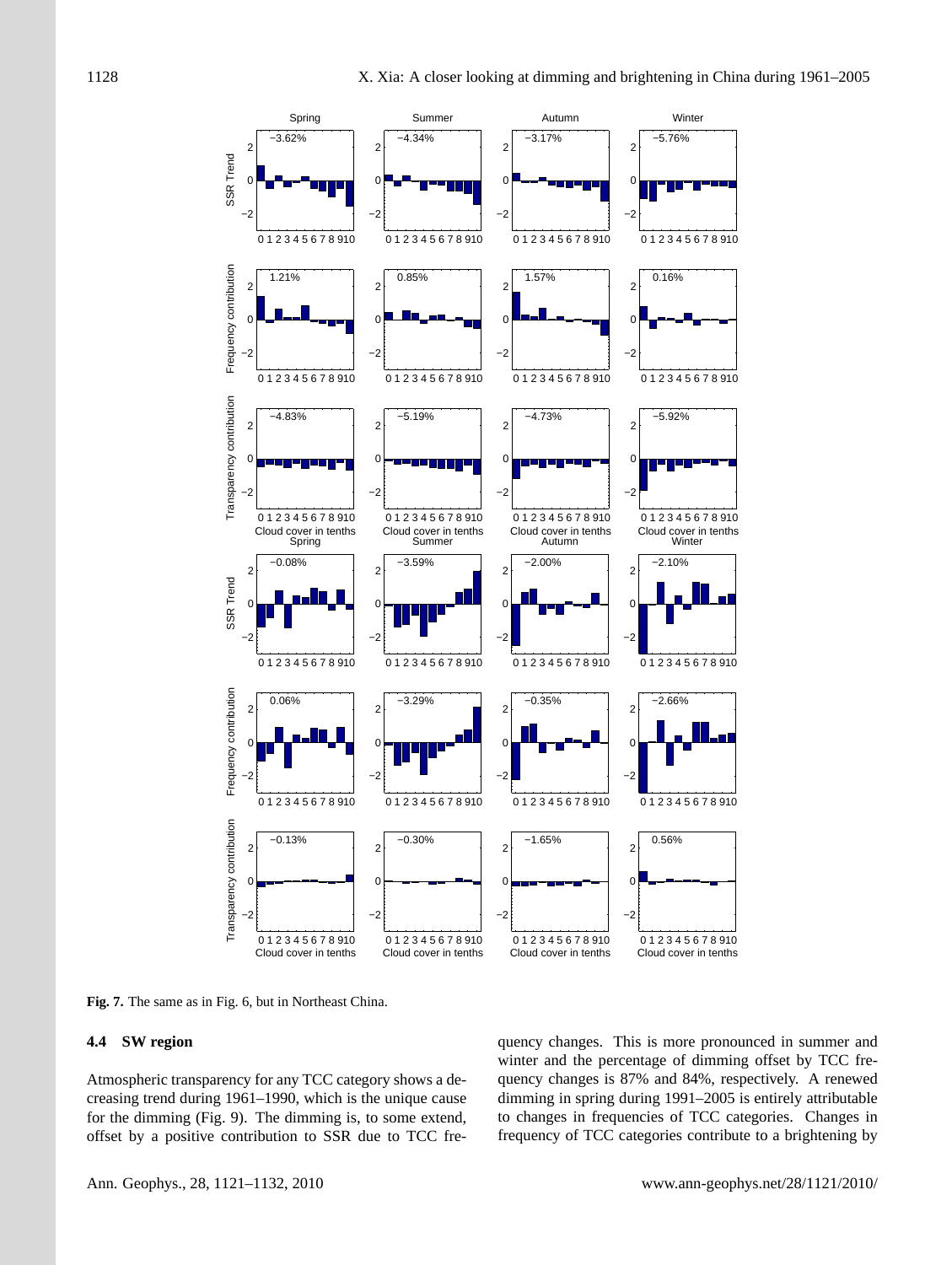**Fig. 7.** The same as in Fig. 6, but in Northeast China.

### 4.4 SW region

Atmospheric transparency for any TCC category shows a decreasing trend during 1961–1990, which is the unique cause for the dimming (Fig. 9). The dimming is, to some extend, offset by a positive contribution to SSR due to TCC frequency changes. This is more pronounced in summer and winter and the percentage of dimming offset by TCC frequency changes is 87% and 84%, respectively. A renewed dimming in spring during 1991–2005 is entirely attributable to changes in frequencies of TCC categories. Changes in frequency of TCC categories contribute to a brightening by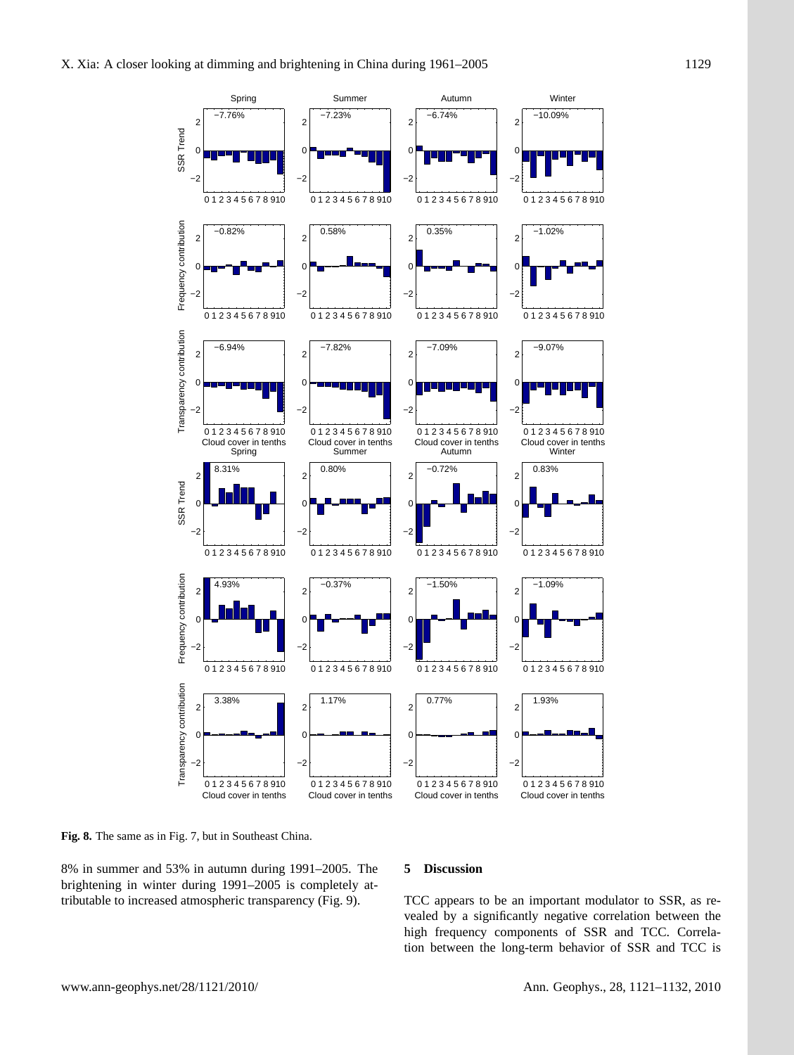**Fig. 8.** The same as in Fig. 7, but in Southeast China.

8% in summer and 53% in autumn during 1991–2005. The brightening in winter during 1991–2005 is completely attributable to increased atmospheric transparency (Fig. 9).

## 5 Discussion

TCC appears to be an important modulator to SSR, as revealed by a significantly negative correlation between the high frequency components of SSR and TCC. Correlation between the long-term behavior of SSR and TCC is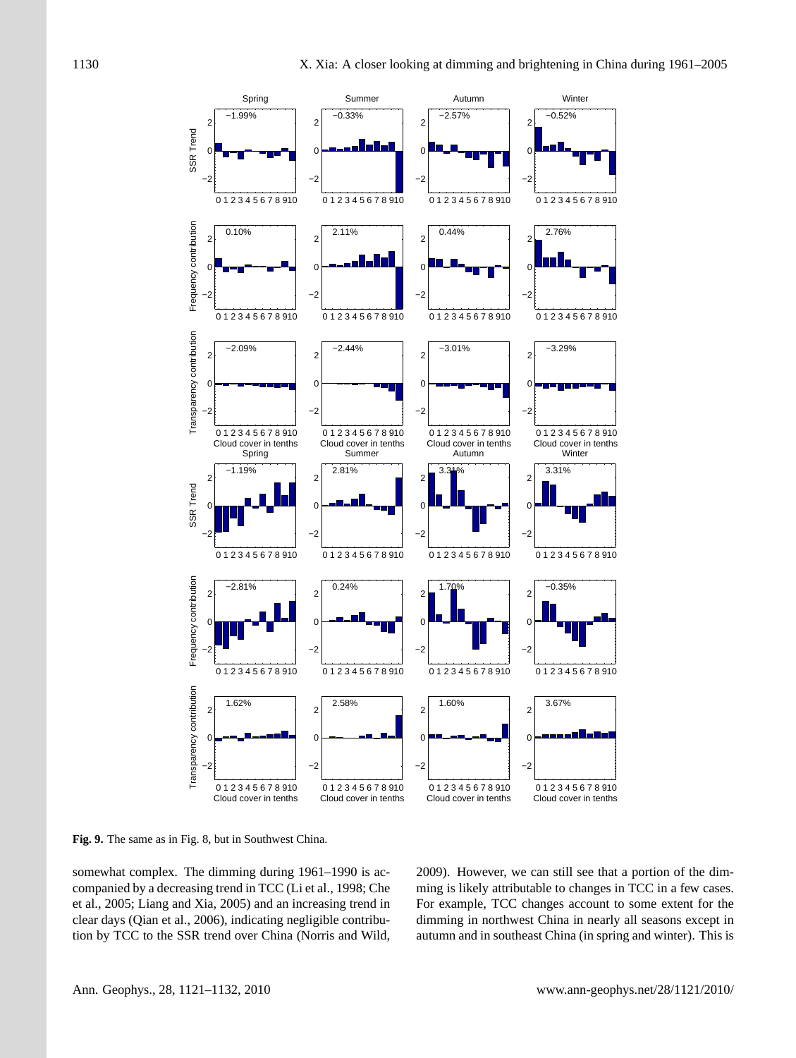**Fig. 9.** The same as in Fig. 8, but in Southwest China.

somewhat complex. The dimming during 1961–1990 is accompanied by a decreasing trend in TCC (Li et al., 1998; Che et al., 2005; Liang and Xia, 2005) and an increasing trend in clear days (Qian et al., 2006), indicating negligible contribution by TCC to the SSR trend over China (Norris and Wild, 2009). However, we can still see that a portion of the dimming is likely attributable to changes in TCC in a few cases. For example, TCC changes account to some extent for the dimming in northwest China in nearly all seasons except in autumn and in southeast China (in spring and winter). This is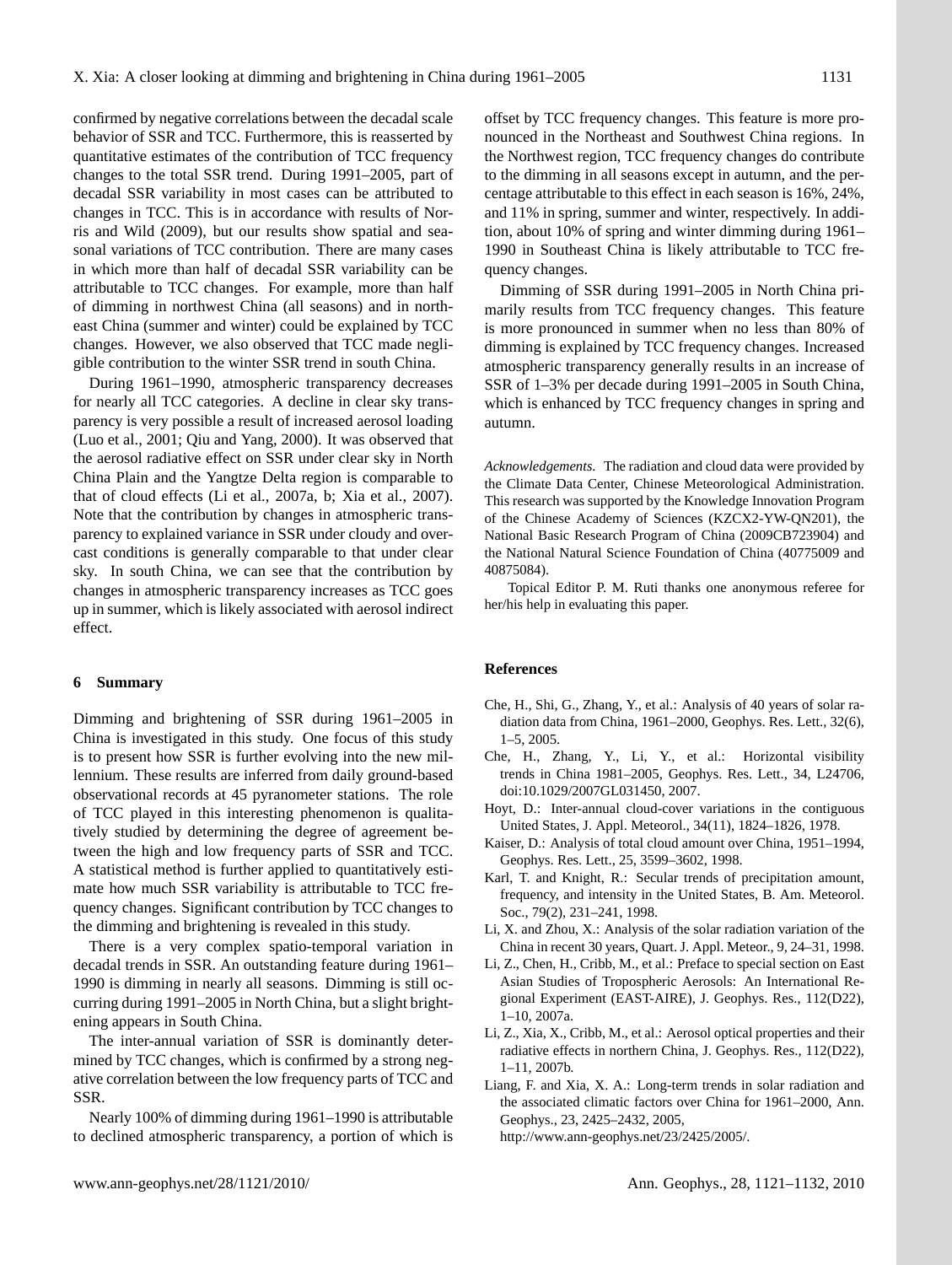confirmed by negative correlations between the decadal scale behavior of SSR and TCC. Furthermore, this is reasserted by quantitative estimates of the contribution of TCC frequency changes to the total SSR trend. During 1991–2005, part of decadal SSR variability in most cases can be attributed to changes in TCC. This is in accordance with results of Norris and Wild (2009), but our results show spatial and seasonal variations of TCC contribution. There are many cases in which more than half of decadal SSR variability can be attributable to TCC changes. For example, more than half of dimming in northwest China (all seasons) and in northeast China (summer and winter) could be explained by TCC changes. However, we also observed that TCC made negligible contribution to the winter SSR trend in south China.

During 1961–1990, atmospheric transparency decreases for nearly all TCC categories. A decline in clear sky transparency is very possible a result of increased aerosol loading (Luo et al., 2001; Qiu and Yang, 2000). It was observed that the aerosol radiative effect on SSR under clear sky in North China Plain and the Yangtze Delta region is comparable to that of cloud effects (Li et al., 2007a, b; Xia et al., 2007). Note that the contribution by changes in atmospheric transparency to explained variance in SSR under cloudy and overcast conditions is generally comparable to that under clear sky. In south China, we can see that the contribution by changes in atmospheric transparency increases as TCC goes up in summer, which is likely associated with aerosol indirect effect.

## 6 Summary

Dimming and brightening of SSR during 1961–2005 in China is investigated in this study. One focus of this study is to present how SSR is further evolving into the new millennium. These results are inferred from daily ground-based observational records at 45 pyranometer stations. The role of TCC played in this interesting phenomenon is qualitatively studied by determining the degree of agreement between the high and low frequency parts of SSR and TCC. A statistical method is further applied to quantitatively estimate how much SSR variability is attributable to TCC frequency changes. Significant contribution by TCC changes to the dimming and brightening is revealed in this study.

There is a very complex spatio-temporal variation in decadal trends in SSR. An outstanding feature during 1961–1990 is dimming in nearly all seasons. Dimming is still occurring during 1991–2005 in North China, but a slight brightening appears in South China.

The inter-annual variation of SSR is dominantly determined by TCC changes, which is confirmed by a strong negative correlation between the low frequency parts of TCC and SSR.

Nearly 100% of dimming during 1961–1990 is attributable to declined atmospheric transparency, a portion of which is offset by TCC frequency changes. This feature is more pronounced in the Northeast and Southwest China regions. In the Northwest region, TCC frequency changes do contribute to the dimming in all seasons except in autumn, and the percentage attributable to this effect in each season is 16%, 24%, and 11% in spring, summer and winter, respectively. In addition, about 10% of spring and winter dimming during 1961–1990 in Southeast China is likely attributable to TCC frequency changes.

Dimming of SSR during 1991–2005 in North China primarily results from TCC frequency changes. This feature is more pronounced in summer when no less than 80% of dimming is explained by TCC frequency changes. Increased atmospheric transparency generally results in an increase of SSR of 1–3% per decade during 1991–2005 in South China, which is enhanced by TCC frequency changes in spring and autumn.

*Acknowledgements.* The radiation and cloud data were provided by the Climate Data Center, Chinese Meteorological Administration. This research was supported by the Knowledge Innovation Program of the Chinese Academy of Sciences (KZCX2-YW-QN201), the National Basic Research Program of China (2009CB723904) and the National Natural Science Foundation of China (40775009 and 40875084).

Topical Editor P. M. Ruti thanks one anonymous referee for her/his help in evaluating this paper.

## References

Che, H., Shi, G., Zhang, Y., et al.: Analysis of 40 years of solar radiation data from China, 1961–2000, Geophys. Res. Lett., 32(6), 1–5, 2005.

Che, H., Zhang, Y., Li, Y., et al.: Horizontal visibility trends in China 1981–2005, Geophys. Res. Lett., 34, L24706, doi:10.1029/2007GL031450, 2007.

Hoyt, D.: Inter-annual cloud-cover variations in the contiguous United States, J. Appl. Meteorol., 34(11), 1824–1826, 1978.

Kaiser, D.: Analysis of total cloud amount over China, 1951–1994, Geophys. Res. Lett., 25, 3599–3602, 1998.

Karl, T. and Knight, R.: Secular trends of precipitation amount, frequency, and intensity in the United States, B. Am. Meteorol. Soc., 79(2), 231–241, 1998.

Li, X. and Zhou, X.: Analysis of the solar radiation variation of the China in recent 30 years, Quart. J. Appl. Meteor., 9, 24–31, 1998.

Li, Z., Chen, H., Cribb, M., et al.: Preface to special section on East Asian Studies of Tropospheric Aerosols: An International Regional Experiment (EAST-AIRE), J. Geophys. Res., 112(D22), 1–10, 2007a.

Li, Z., Xia, X., Cribb, M., et al.: Aerosol optical properties and their radiative effects in northern China, J. Geophys. Res., 112(D22), 1–11, 2007b.

Liang, F. and Xia, X. A.: Long-term trends in solar radiation and the associated climatic factors over China for 1961–2000, Ann. Geophys., 23, 2425–2432, 2005, http://www.ann-geophys.net/23/2425/2005/.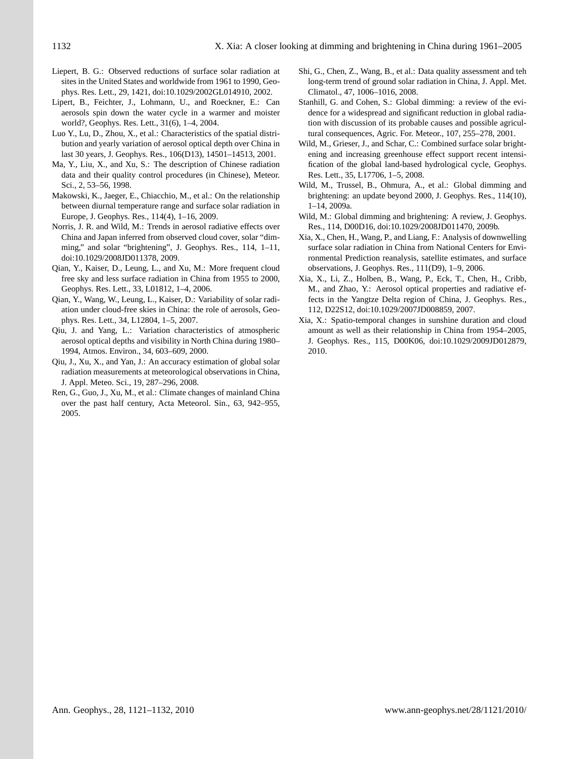Liepert, B. G.: Observed reductions of surface solar radiation at sites in the United States and worldwide from 1961 to 1990, Geophys. Res. Lett., 29, 1421, doi:10.1029/2002GL014910, 2002.

Lipert, B., Feichter, J., Lohmann, U., and Roeckner, E.: Can aerosols spin down the water cycle in a warmer and moister world?, Geophys. Res. Lett., 31(6), 1–4, 2004.

Luo Y., Lu, D., Zhou, X., et al.: Characteristics of the spatial distribution and yearly variation of aerosol optical depth over China in last 30 years, J. Geophys. Res., 106(D13), 14501–14513, 2001.

Ma, Y., Liu, X., and Xu, S.: The description of Chinese radiation data and their quality control procedures (in Chinese), Meteor. Sci., 2, 53–56, 1998.

Makowski, K., Jaeger, E., Chiacchio, M., et al.: On the relationship between diurnal temperature range and surface solar radiation in Europe, J. Geophys. Res., 114(4), 1–16, 2009.

Norris, J. R. and Wild, M.: Trends in aerosol radiative effects over China and Japan inferred from observed cloud cover, solar "dimming," and solar "brightening", J. Geophys. Res., 114, 1–11, doi:10.1029/2008JD011378, 2009.

Qian, Y., Kaiser, D., Leung, L., and Xu, M.: More frequent cloud free sky and less surface radiation in China from 1955 to 2000, Geophys. Res. Lett., 33, L01812, 1–4, 2006.

Qian, Y., Wang, W., Leung, L., Kaiser, D.: Variability of solar radiation under cloud-free skies in China: the role of aerosols, Geophys. Res. Lett., 34, L12804, 1–5, 2007.

Qiu, J. and Yang, L.: Variation characteristics of atmospheric aerosol optical depths and visibility in North China during 1980–1994, Atmos. Environ., 34, 603–609, 2000.

Qiu, J., Xu, X., and Yan, J.: An accuracy estimation of global solar radiation measurements at meteorological observations in China, J. Appl. Meteo. Sci., 19, 287–296, 2008.

Ren, G., Guo, J., Xu, M., et al.: Climate changes of mainland China over the past half century, Acta Meteorol. Sin., 63, 942–955, 2005.

Shi, G., Chen, Z., Wang, B., et al.: Data quality assessment and teh long-term trend of ground solar radiation in China, J. Appl. Met. Climatol., 47, 1006–1016, 2008.

Stanhill, G. and Cohen, S.: Global dimming: a review of the evidence for a widespread and significant reduction in global radiation with discussion of its probable causes and possible agricultural consequences, Agric. For. Meteor., 107, 255–278, 2001.

Wild, M., Grieser, J., and Schar, C.: Combined surface solar brightening and increasing greenhouse effect support recent intensification of the global land-based hydrological cycle, Geophys. Res. Lett., 35, L17706, 1–5, 2008.

Wild, M., Trussel, B., Ohmura, A., et al.: Global dimming and brightening: an update beyond 2000, J. Geophys. Res., 114(10), 1–14, 2009a.

Wild, M.: Global dimming and brightening: A review, J. Geophys. Res., 114, D00D16, doi:10.1029/2008JD011470, 2009b.

Xia, X., Chen, H., Wang, P., and Liang, F.: Analysis of downwelling surface solar radiation in China from National Centers for Environmental Prediction reanalysis, satellite estimates, and surface observations, J. Geophys. Res., 111(D9), 1–9, 2006.

Xia, X., Li, Z., Holben, B., Wang, P., Eck, T., Chen, H., Cribb, M., and Zhao, Y.: Aerosol optical properties and radiative effects in the Yangtze Delta region of China, J. Geophys. Res., 112, D22S12, doi:10.1029/2007JD008859, 2007.

Xia, X.: Spatio-temporal changes in sunshine duration and cloud amount as well as their relationship in China from 1954–2005, J. Geophys. Res., 115, D00K06, doi:10.1029/2009JD012879, 2010.